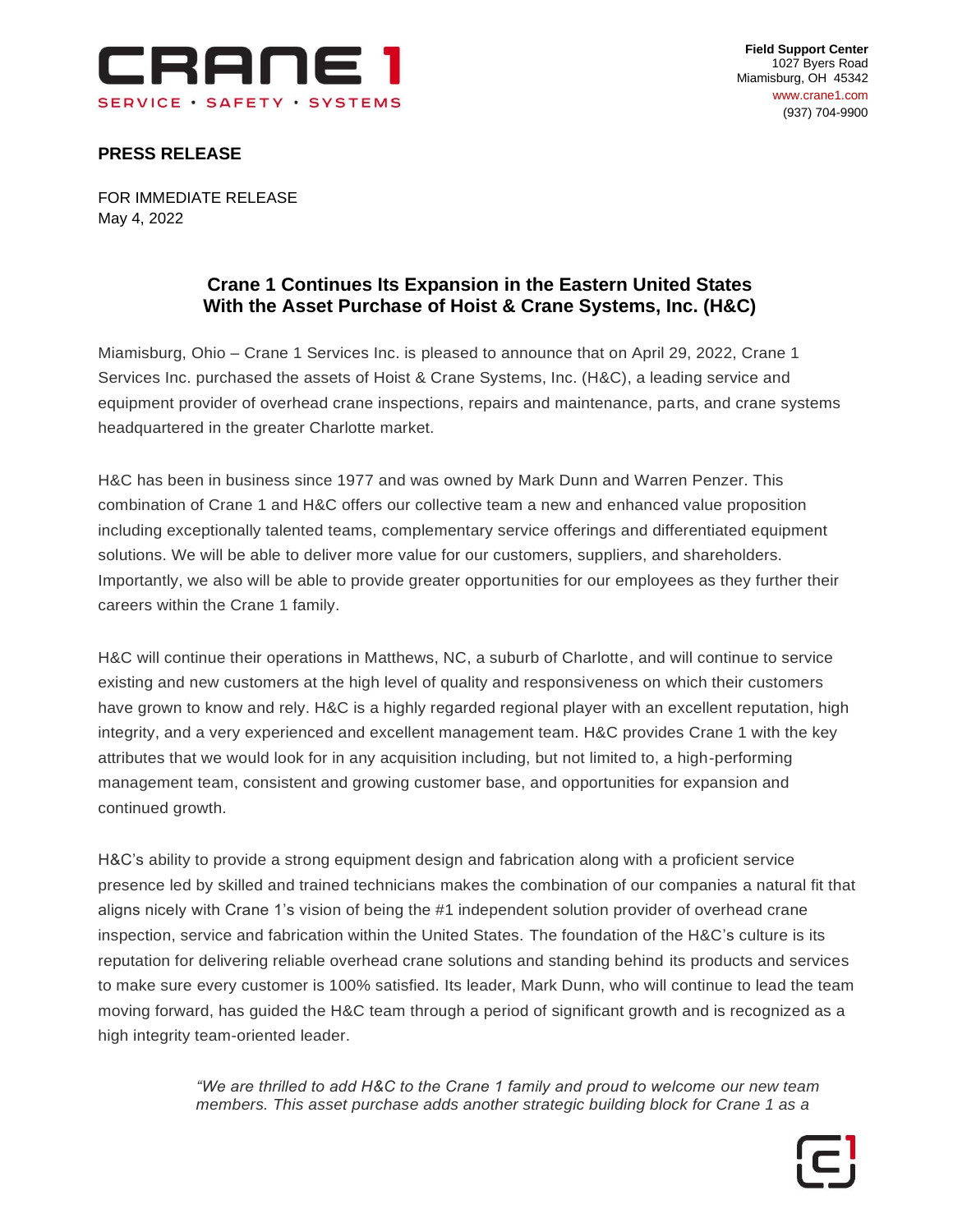CRANE 1
SERVICE • SAFETY • SYSTEMS

**Field Support Center**
1027 Byers Road
Miamisburg, OH 45342
www.crane1.com
(937) 704-9900

**PRESS RELEASE**

FOR IMMEDIATE RELEASE
May 4, 2022

## Crane 1 Continues Its Expansion in the Eastern United States With the Asset Purchase of Hoist & Crane Systems, Inc. (H&C)

Miamisburg, Ohio – Crane 1 Services Inc. is pleased to announce that on April 29, 2022, Crane 1 Services Inc. purchased the assets of Hoist & Crane Systems, Inc. (H&C), a leading service and equipment provider of overhead crane inspections, repairs and maintenance, parts, and crane systems headquartered in the greater Charlotte market.

H&C has been in business since 1977 and was owned by Mark Dunn and Warren Penzer. This combination of Crane 1 and H&C offers our collective team a new and enhanced value proposition including exceptionally talented teams, complementary service offerings and differentiated equipment solutions. We will be able to deliver more value for our customers, suppliers, and shareholders. Importantly, we also will be able to provide greater opportunities for our employees as they further their careers within the Crane 1 family.

H&C will continue their operations in Matthews, NC, a suburb of Charlotte, and will continue to service existing and new customers at the high level of quality and responsiveness on which their customers have grown to know and rely. H&C is a highly regarded regional player with an excellent reputation, high integrity, and a very experienced and excellent management team. H&C provides Crane 1 with the key attributes that we would look for in any acquisition including, but not limited to, a high-performing management team, consistent and growing customer base, and opportunities for expansion and continued growth.

H&C's ability to provide a strong equipment design and fabrication along with a proficient service presence led by skilled and trained technicians makes the combination of our companies a natural fit that aligns nicely with Crane 1's vision of being the #1 independent solution provider of overhead crane inspection, service and fabrication within the United States. The foundation of the H&C's culture is its reputation for delivering reliable overhead crane solutions and standing behind its products and services to make sure every customer is 100% satisfied. Its leader, Mark Dunn, who will continue to lead the team moving forward, has guided the H&C team through a period of significant growth and is recognized as a high integrity team-oriented leader.

> *"We are thrilled to add H&C to the Crane 1 family and proud to welcome our new team members. This asset purchase adds another strategic building block for Crane 1 as a*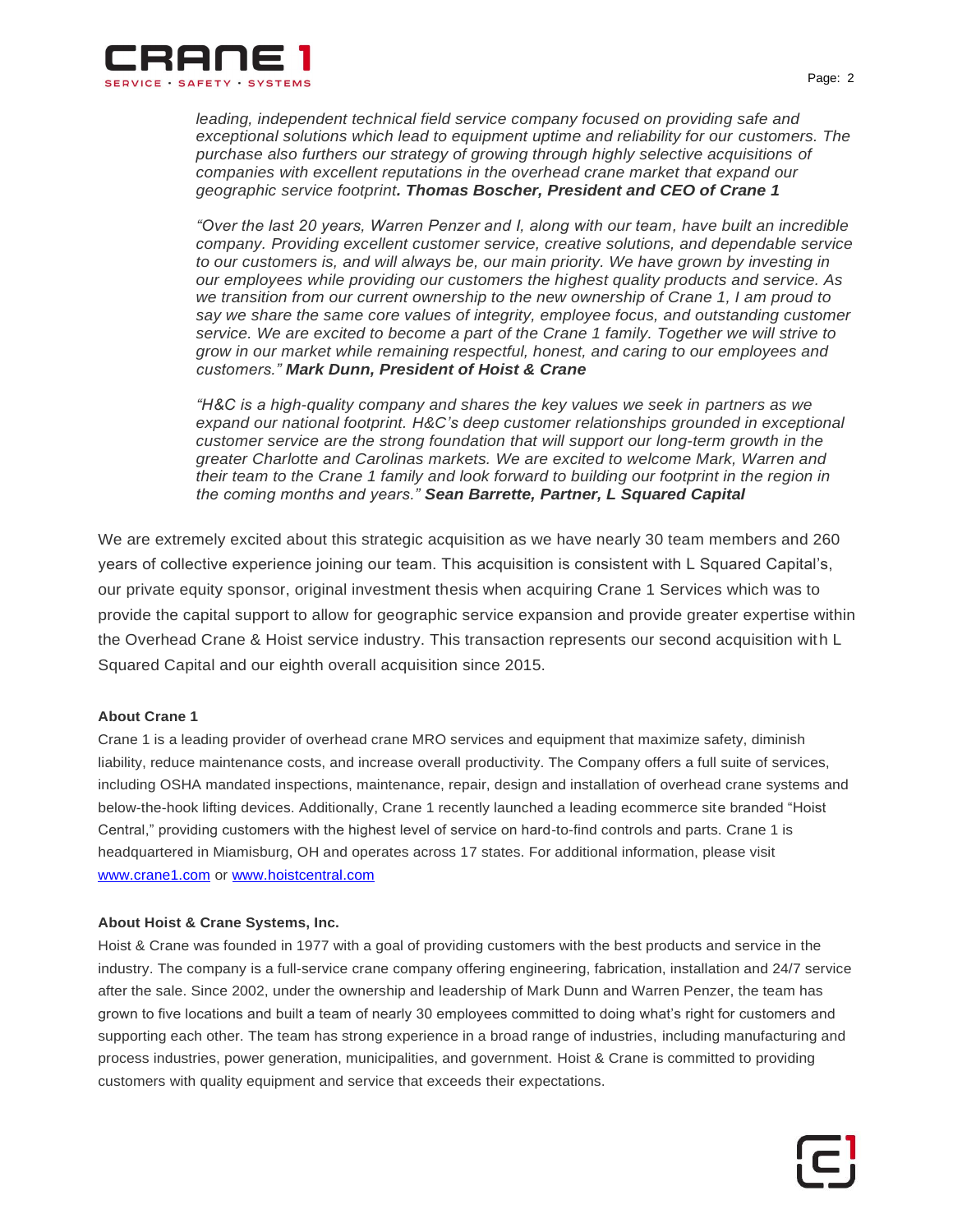*leading, independent technical field service company focused on providing safe and exceptional solutions which lead to equipment uptime and reliability for our customers. The purchase also furthers our strategy of growing through highly selective acquisitions of companies with excellent reputations in the overhead crane market that expand our geographic service footprint**. Thomas Boscher, President and CEO of Crane 1***

*"Over the last 20 years, Warren Penzer and I, along with our team, have built an incredible company. Providing excellent customer service, creative solutions, and dependable service to our customers is, and will always be, our main priority. We have grown by investing in our employees while providing our customers the highest quality products and service. As we transition from our current ownership to the new ownership of Crane 1, I am proud to say we share the same core values of integrity, employee focus, and outstanding customer service. We are excited to become a part of the Crane 1 family. Together we will strive to grow in our market while remaining respectful, honest, and caring to our employees and customers."* ***Mark Dunn, President of Hoist & Crane***

*"H&C is a high-quality company and shares the key values we seek in partners as we expand our national footprint. H&C's deep customer relationships grounded in exceptional customer service are the strong foundation that will support our long-term growth in the greater Charlotte and Carolinas markets. We are excited to welcome Mark, Warren and their team to the Crane 1 family and look forward to building our footprint in the region in the coming months and years."* ***Sean Barrette, Partner, L Squared Capital***

We are extremely excited about this strategic acquisition as we have nearly 30 team members and 260 years of collective experience joining our team. This acquisition is consistent with L Squared Capital's, our private equity sponsor, original investment thesis when acquiring Crane 1 Services which was to provide the capital support to allow for geographic service expansion and provide greater expertise within the Overhead Crane & Hoist service industry. This transaction represents our second acquisition with L Squared Capital and our eighth overall acquisition since 2015.

**About Crane 1**

Crane 1 is a leading provider of overhead crane MRO services and equipment that maximize safety, diminish liability, reduce maintenance costs, and increase overall productivity. The Company offers a full suite of services, including OSHA mandated inspections, maintenance, repair, design and installation of overhead crane systems and below-the-hook lifting devices. Additionally, Crane 1 recently launched a leading ecommerce site branded "Hoist Central," providing customers with the highest level of service on hard-to-find controls and parts. Crane 1 is headquartered in Miamisburg, OH and operates across 17 states. For additional information, please visit www.crane1.com or www.hoistcentral.com

**About Hoist & Crane Systems, Inc.**

Hoist & Crane was founded in 1977 with a goal of providing customers with the best products and service in the industry. The company is a full-service crane company offering engineering, fabrication, installation and 24/7 service after the sale. Since 2002, under the ownership and leadership of Mark Dunn and Warren Penzer, the team has grown to five locations and built a team of nearly 30 employees committed to doing what's right for customers and supporting each other. The team has strong experience in a broad range of industries, including manufacturing and process industries, power generation, municipalities, and government. Hoist & Crane is committed to providing customers with quality equipment and service that exceeds their expectations.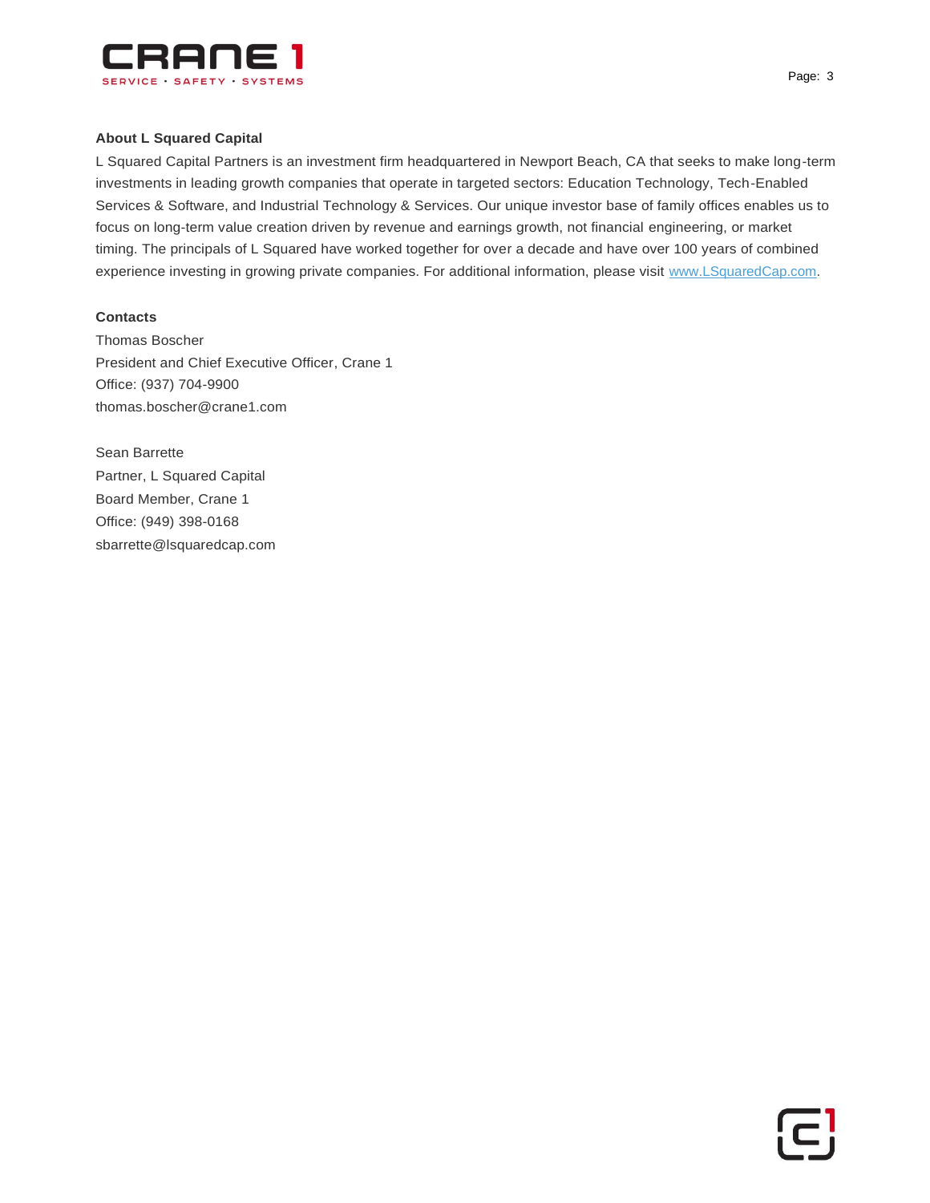## About L Squared Capital

L Squared Capital Partners is an investment firm headquartered in Newport Beach, CA that seeks to make long-term investments in leading growth companies that operate in targeted sectors: Education Technology, Tech-Enabled Services & Software, and Industrial Technology & Services. Our unique investor base of family offices enables us to focus on long-term value creation driven by revenue and earnings growth, not financial engineering, or market timing. The principals of L Squared have worked together for over a decade and have over 100 years of combined experience investing in growing private companies. For additional information, please visit www.LSquaredCap.com.

## Contacts

Thomas Boscher
President and Chief Executive Officer, Crane 1
Office: (937) 704-9900
thomas.boscher@crane1.com

Sean Barrette
Partner, L Squared Capital
Board Member, Crane 1
Office: (949) 398-0168
sbarrette@lsquaredcap.com